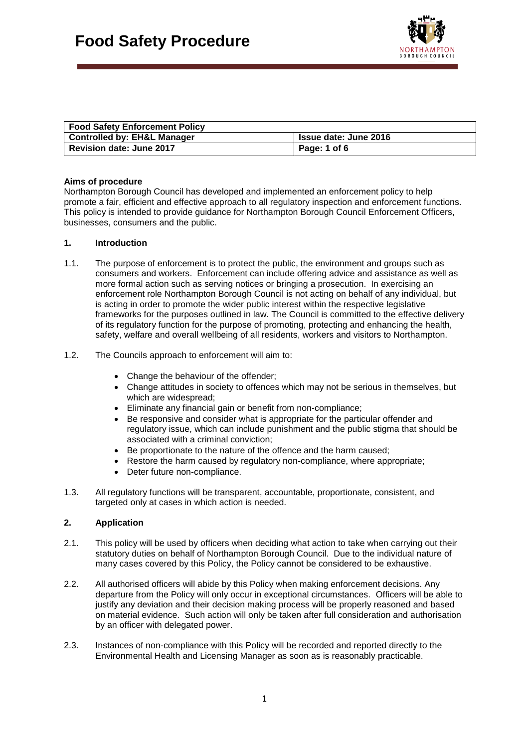# Food Safety Procedure

| Food Safety Enforcement Policy | |
|---|---|
| Controlled by: EH&L Manager | Issue date: June 2016 |
| Revision date: June 2017 | Page: 1 of 6 |

**Aims of procedure**

Northampton Borough Council has developed and implemented an enforcement policy to help promote a fair, efficient and effective approach to all regulatory inspection and enforcement functions. This policy is intended to provide guidance for Northampton Borough Council Enforcement Officers, businesses, consumers and the public.

## 1. Introduction

1.1. The purpose of enforcement is to protect the public, the environment and groups such as consumers and workers. Enforcement can include offering advice and assistance as well as more formal action such as serving notices or bringing a prosecution. In exercising an enforcement role Northampton Borough Council is not acting on behalf of any individual, but is acting in order to promote the wider public interest within the respective legislative frameworks for the purposes outlined in law. The Council is committed to the effective delivery of its regulatory function for the purpose of promoting, protecting and enhancing the health, safety, welfare and overall wellbeing of all residents, workers and visitors to Northampton.

1.2. The Councils approach to enforcement will aim to:

- Change the behaviour of the offender;
- Change attitudes in society to offences which may not be serious in themselves, but which are widespread;
- Eliminate any financial gain or benefit from non-compliance;
- Be responsive and consider what is appropriate for the particular offender and regulatory issue, which can include punishment and the public stigma that should be associated with a criminal conviction;
- Be proportionate to the nature of the offence and the harm caused;
- Restore the harm caused by regulatory non-compliance, where appropriate;
- Deter future non-compliance.

1.3. All regulatory functions will be transparent, accountable, proportionate, consistent, and targeted only at cases in which action is needed.

## 2. Application

2.1. This policy will be used by officers when deciding what action to take when carrying out their statutory duties on behalf of Northampton Borough Council. Due to the individual nature of many cases covered by this Policy, the Policy cannot be considered to be exhaustive.

2.2. All authorised officers will abide by this Policy when making enforcement decisions. Any departure from the Policy will only occur in exceptional circumstances. Officers will be able to justify any deviation and their decision making process will be properly reasoned and based on material evidence. Such action will only be taken after full consideration and authorisation by an officer with delegated power.

2.3. Instances of non-compliance with this Policy will be recorded and reported directly to the Environmental Health and Licensing Manager as soon as is reasonably practicable.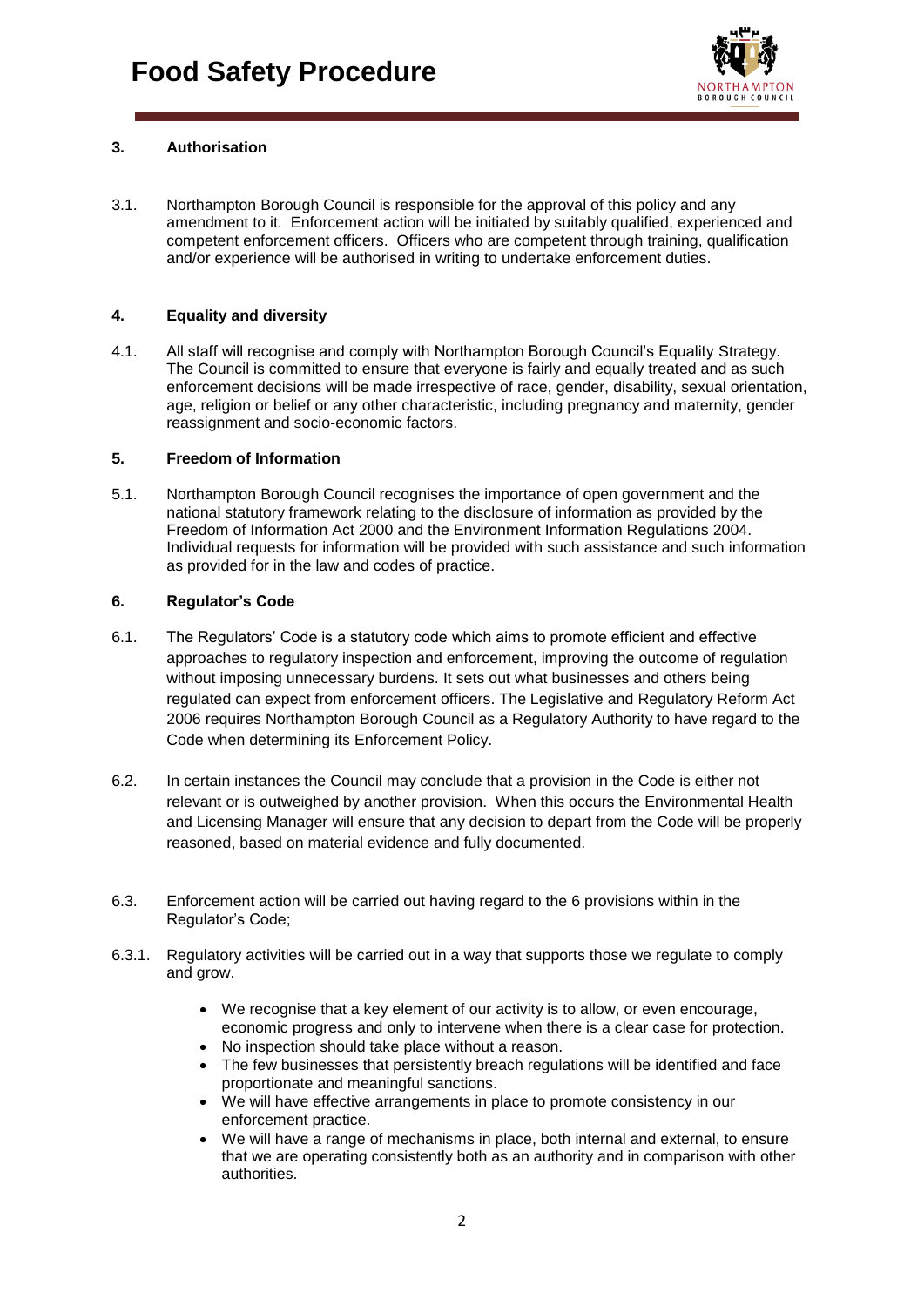## 3. Authorisation

3.1. Northampton Borough Council is responsible for the approval of this policy and any amendment to it. Enforcement action will be initiated by suitably qualified, experienced and competent enforcement officers. Officers who are competent through training, qualification and/or experience will be authorised in writing to undertake enforcement duties.

## 4. Equality and diversity

4.1. All staff will recognise and comply with Northampton Borough Council's Equality Strategy. The Council is committed to ensure that everyone is fairly and equally treated and as such enforcement decisions will be made irrespective of race, gender, disability, sexual orientation, age, religion or belief or any other characteristic, including pregnancy and maternity, gender reassignment and socio-economic factors.

## 5. Freedom of Information

5.1. Northampton Borough Council recognises the importance of open government and the national statutory framework relating to the disclosure of information as provided by the Freedom of Information Act 2000 and the Environment Information Regulations 2004. Individual requests for information will be provided with such assistance and such information as provided for in the law and codes of practice.

## 6. Regulator's Code

6.1. The Regulators' Code is a statutory code which aims to promote efficient and effective approaches to regulatory inspection and enforcement, improving the outcome of regulation without imposing unnecessary burdens. It sets out what businesses and others being regulated can expect from enforcement officers. The Legislative and Regulatory Reform Act 2006 requires Northampton Borough Council as a Regulatory Authority to have regard to the Code when determining its Enforcement Policy.

6.2. In certain instances the Council may conclude that a provision in the Code is either not relevant or is outweighed by another provision. When this occurs the Environmental Health and Licensing Manager will ensure that any decision to depart from the Code will be properly reasoned, based on material evidence and fully documented.

6.3. Enforcement action will be carried out having regard to the 6 provisions within in the Regulator's Code;

6.3.1. Regulatory activities will be carried out in a way that supports those we regulate to comply and grow.

- We recognise that a key element of our activity is to allow, or even encourage, economic progress and only to intervene when there is a clear case for protection.
- No inspection should take place without a reason.
- The few businesses that persistently breach regulations will be identified and face proportionate and meaningful sanctions.
- We will have effective arrangements in place to promote consistency in our enforcement practice.
- We will have a range of mechanisms in place, both internal and external, to ensure that we are operating consistently both as an authority and in comparison with other authorities.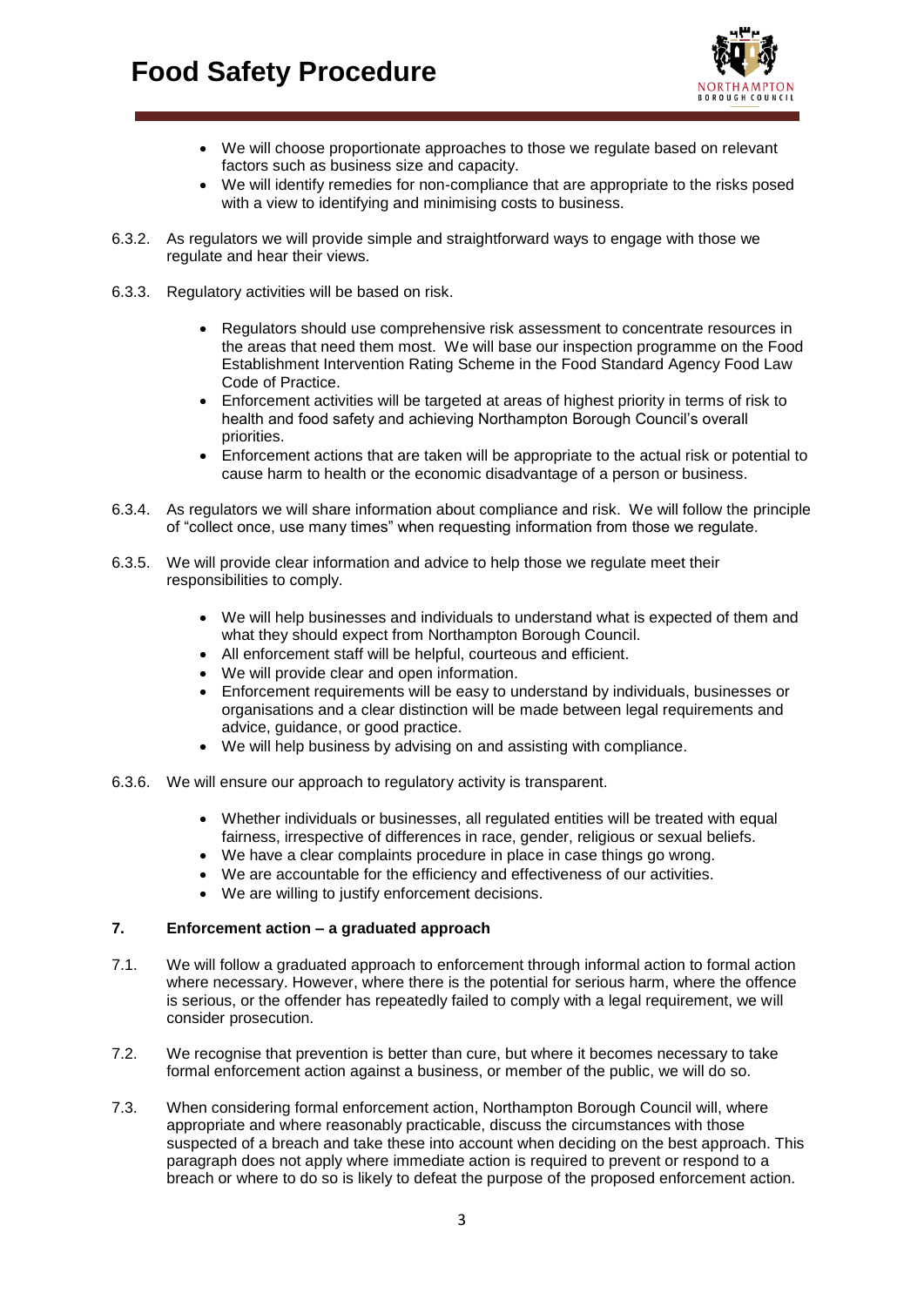- We will choose proportionate approaches to those we regulate based on relevant factors such as business size and capacity.
- We will identify remedies for non-compliance that are appropriate to the risks posed with a view to identifying and minimising costs to business.

6.3.2. As regulators we will provide simple and straightforward ways to engage with those we regulate and hear their views.

6.3.3. Regulatory activities will be based on risk.

- Regulators should use comprehensive risk assessment to concentrate resources in the areas that need them most. We will base our inspection programme on the Food Establishment Intervention Rating Scheme in the Food Standard Agency Food Law Code of Practice.
- Enforcement activities will be targeted at areas of highest priority in terms of risk to health and food safety and achieving Northampton Borough Council's overall priorities.
- Enforcement actions that are taken will be appropriate to the actual risk or potential to cause harm to health or the economic disadvantage of a person or business.

6.3.4. As regulators we will share information about compliance and risk. We will follow the principle of "collect once, use many times" when requesting information from those we regulate.

6.3.5. We will provide clear information and advice to help those we regulate meet their responsibilities to comply.

- We will help businesses and individuals to understand what is expected of them and what they should expect from Northampton Borough Council.
- All enforcement staff will be helpful, courteous and efficient.
- We will provide clear and open information.
- Enforcement requirements will be easy to understand by individuals, businesses or organisations and a clear distinction will be made between legal requirements and advice, guidance, or good practice.
- We will help business by advising on and assisting with compliance.

6.3.6. We will ensure our approach to regulatory activity is transparent.

- Whether individuals or businesses, all regulated entities will be treated with equal fairness, irrespective of differences in race, gender, religious or sexual beliefs.
- We have a clear complaints procedure in place in case things go wrong.
- We are accountable for the efficiency and effectiveness of our activities.
- We are willing to justify enforcement decisions.

## 7. Enforcement action – a graduated approach

7.1. We will follow a graduated approach to enforcement through informal action to formal action where necessary. However, where there is the potential for serious harm, where the offence is serious, or the offender has repeatedly failed to comply with a legal requirement, we will consider prosecution.

7.2. We recognise that prevention is better than cure, but where it becomes necessary to take formal enforcement action against a business, or member of the public, we will do so.

7.3. When considering formal enforcement action, Northampton Borough Council will, where appropriate and where reasonably practicable, discuss the circumstances with those suspected of a breach and take these into account when deciding on the best approach. This paragraph does not apply where immediate action is required to prevent or respond to a breach or where to do so is likely to defeat the purpose of the proposed enforcement action.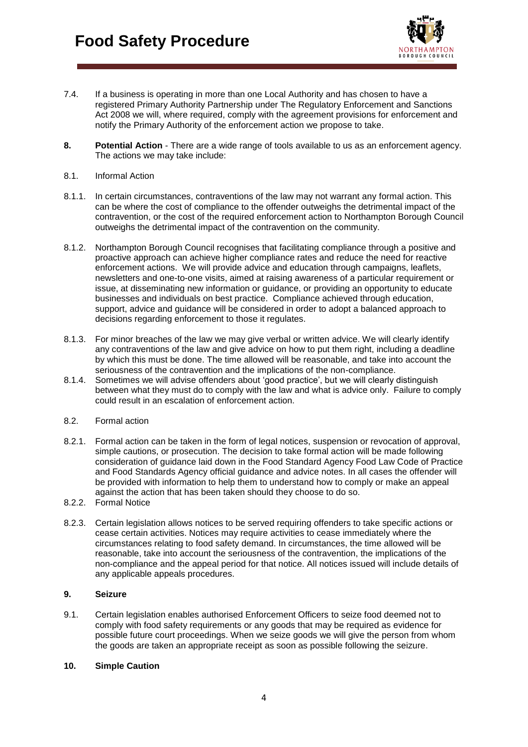7.4. If a business is operating in more than one Local Authority and has chosen to have a registered Primary Authority Partnership under The Regulatory Enforcement and Sanctions Act 2008 we will, where required, comply with the agreement provisions for enforcement and notify the Primary Authority of the enforcement action we propose to take.

**8. Potential Action** - There are a wide range of tools available to us as an enforcement agency. The actions we may take include:

8.1. Informal Action

8.1.1. In certain circumstances, contraventions of the law may not warrant any formal action. This can be where the cost of compliance to the offender outweighs the detrimental impact of the contravention, or the cost of the required enforcement action to Northampton Borough Council outweighs the detrimental impact of the contravention on the community.

8.1.2. Northampton Borough Council recognises that facilitating compliance through a positive and proactive approach can achieve higher compliance rates and reduce the need for reactive enforcement actions. We will provide advice and education through campaigns, leaflets, newsletters and one-to-one visits, aimed at raising awareness of a particular requirement or issue, at disseminating new information or guidance, or providing an opportunity to educate businesses and individuals on best practice. Compliance achieved through education, support, advice and guidance will be considered in order to adopt a balanced approach to decisions regarding enforcement to those it regulates.

8.1.3. For minor breaches of the law we may give verbal or written advice. We will clearly identify any contraventions of the law and give advice on how to put them right, including a deadline by which this must be done. The time allowed will be reasonable, and take into account the seriousness of the contravention and the implications of the non-compliance.

8.1.4. Sometimes we will advise offenders about 'good practice', but we will clearly distinguish between what they must do to comply with the law and what is advice only. Failure to comply could result in an escalation of enforcement action.

8.2. Formal action

8.2.1. Formal action can be taken in the form of legal notices, suspension or revocation of approval, simple cautions, or prosecution. The decision to take formal action will be made following consideration of guidance laid down in the Food Standard Agency Food Law Code of Practice and Food Standards Agency official guidance and advice notes. In all cases the offender will be provided with information to help them to understand how to comply or make an appeal against the action that has been taken should they choose to do so.

8.2.2. Formal Notice

8.2.3. Certain legislation allows notices to be served requiring offenders to take specific actions or cease certain activities. Notices may require activities to cease immediately where the circumstances relating to food safety demand. In circumstances, the time allowed will be reasonable, take into account the seriousness of the contravention, the implications of the non-compliance and the appeal period for that notice. All notices issued will include details of any applicable appeals procedures.

**9. Seizure**

9.1. Certain legislation enables authorised Enforcement Officers to seize food deemed not to comply with food safety requirements or any goods that may be required as evidence for possible future court proceedings. When we seize goods we will give the person from whom the goods are taken an appropriate receipt as soon as possible following the seizure.

**10. Simple Caution**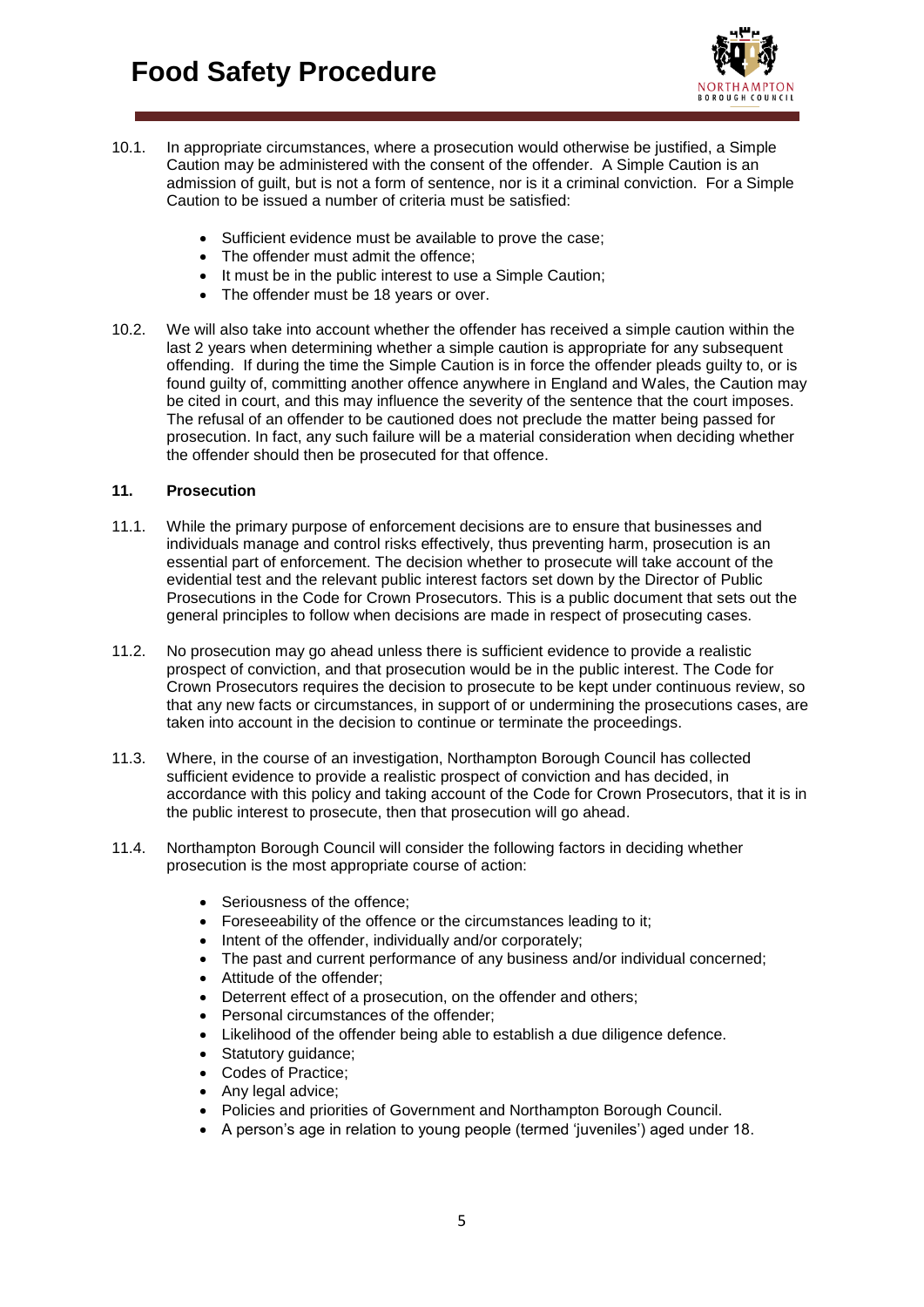10.1. In appropriate circumstances, where a prosecution would otherwise be justified, a Simple Caution may be administered with the consent of the offender. A Simple Caution is an admission of guilt, but is not a form of sentence, nor is it a criminal conviction. For a Simple Caution to be issued a number of criteria must be satisfied:

- Sufficient evidence must be available to prove the case;
- The offender must admit the offence;
- It must be in the public interest to use a Simple Caution;
- The offender must be 18 years or over.

10.2. We will also take into account whether the offender has received a simple caution within the last 2 years when determining whether a simple caution is appropriate for any subsequent offending. If during the time the Simple Caution is in force the offender pleads guilty to, or is found guilty of, committing another offence anywhere in England and Wales, the Caution may be cited in court, and this may influence the severity of the sentence that the court imposes. The refusal of an offender to be cautioned does not preclude the matter being passed for prosecution. In fact, any such failure will be a material consideration when deciding whether the offender should then be prosecuted for that offence.

## 11. Prosecution

11.1. While the primary purpose of enforcement decisions are to ensure that businesses and individuals manage and control risks effectively, thus preventing harm, prosecution is an essential part of enforcement. The decision whether to prosecute will take account of the evidential test and the relevant public interest factors set down by the Director of Public Prosecutions in the Code for Crown Prosecutors. This is a public document that sets out the general principles to follow when decisions are made in respect of prosecuting cases.

11.2. No prosecution may go ahead unless there is sufficient evidence to provide a realistic prospect of conviction, and that prosecution would be in the public interest. The Code for Crown Prosecutors requires the decision to prosecute to be kept under continuous review, so that any new facts or circumstances, in support of or undermining the prosecutions cases, are taken into account in the decision to continue or terminate the proceedings.

11.3. Where, in the course of an investigation, Northampton Borough Council has collected sufficient evidence to provide a realistic prospect of conviction and has decided, in accordance with this policy and taking account of the Code for Crown Prosecutors, that it is in the public interest to prosecute, then that prosecution will go ahead.

11.4. Northampton Borough Council will consider the following factors in deciding whether prosecution is the most appropriate course of action:

- Seriousness of the offence;
- Foreseeability of the offence or the circumstances leading to it;
- Intent of the offender, individually and/or corporately;
- The past and current performance of any business and/or individual concerned;
- Attitude of the offender;
- Deterrent effect of a prosecution, on the offender and others;
- Personal circumstances of the offender;
- Likelihood of the offender being able to establish a due diligence defence.
- Statutory guidance;
- Codes of Practice;
- Any legal advice;
- Policies and priorities of Government and Northampton Borough Council.
- A person's age in relation to young people (termed 'juveniles') aged under 18.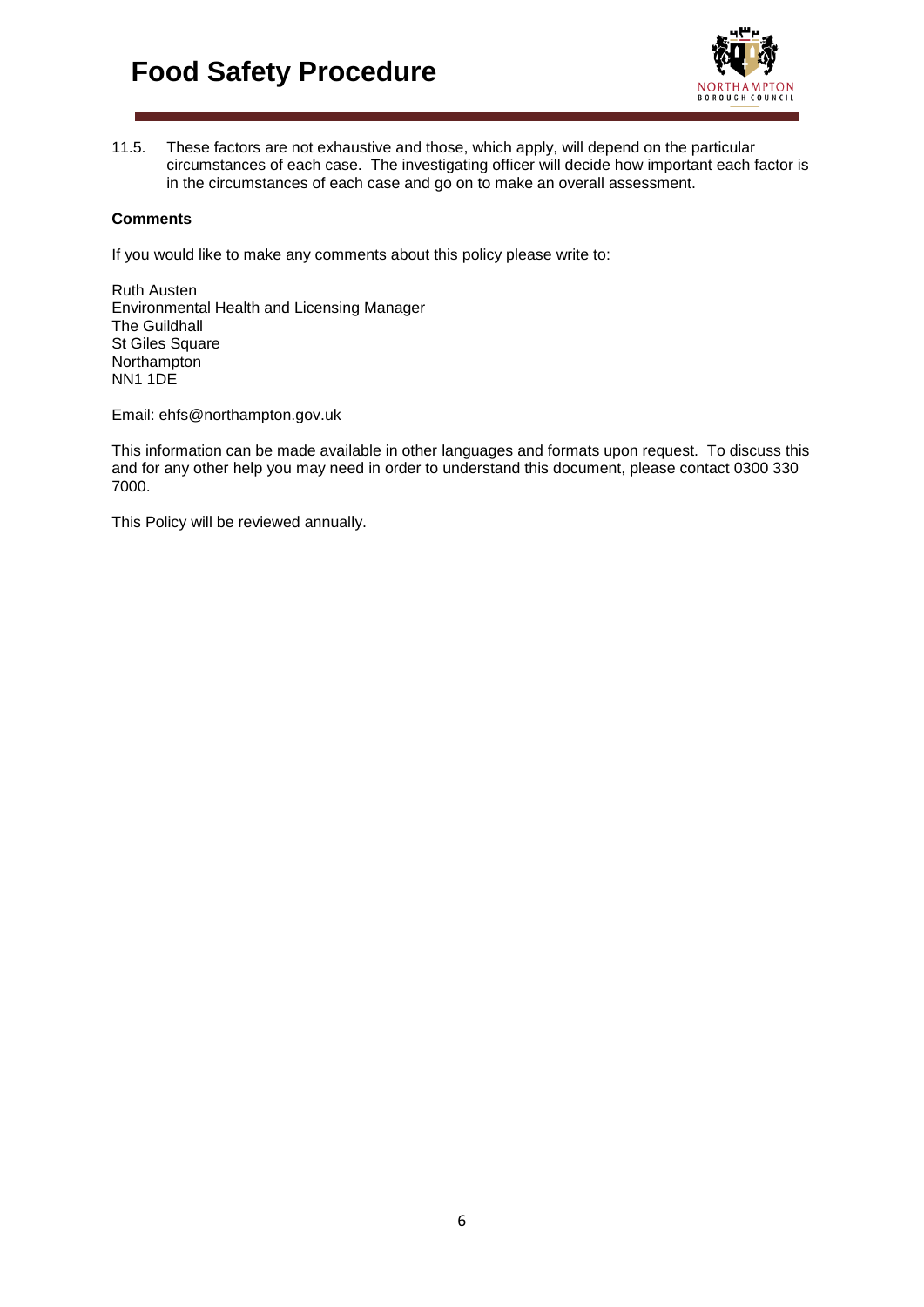11.5. These factors are not exhaustive and those, which apply, will depend on the particular circumstances of each case. The investigating officer will decide how important each factor is in the circumstances of each case and go on to make an overall assessment.

**Comments**

If you would like to make any comments about this policy please write to:

Ruth Austen  
Environmental Health and Licensing Manager  
The Guildhall  
St Giles Square  
Northampton  
NN1 1DE

Email: ehfs@northampton.gov.uk

This information can be made available in other languages and formats upon request. To discuss this and for any other help you may need in order to understand this document, please contact 0300 330 7000.

This Policy will be reviewed annually.